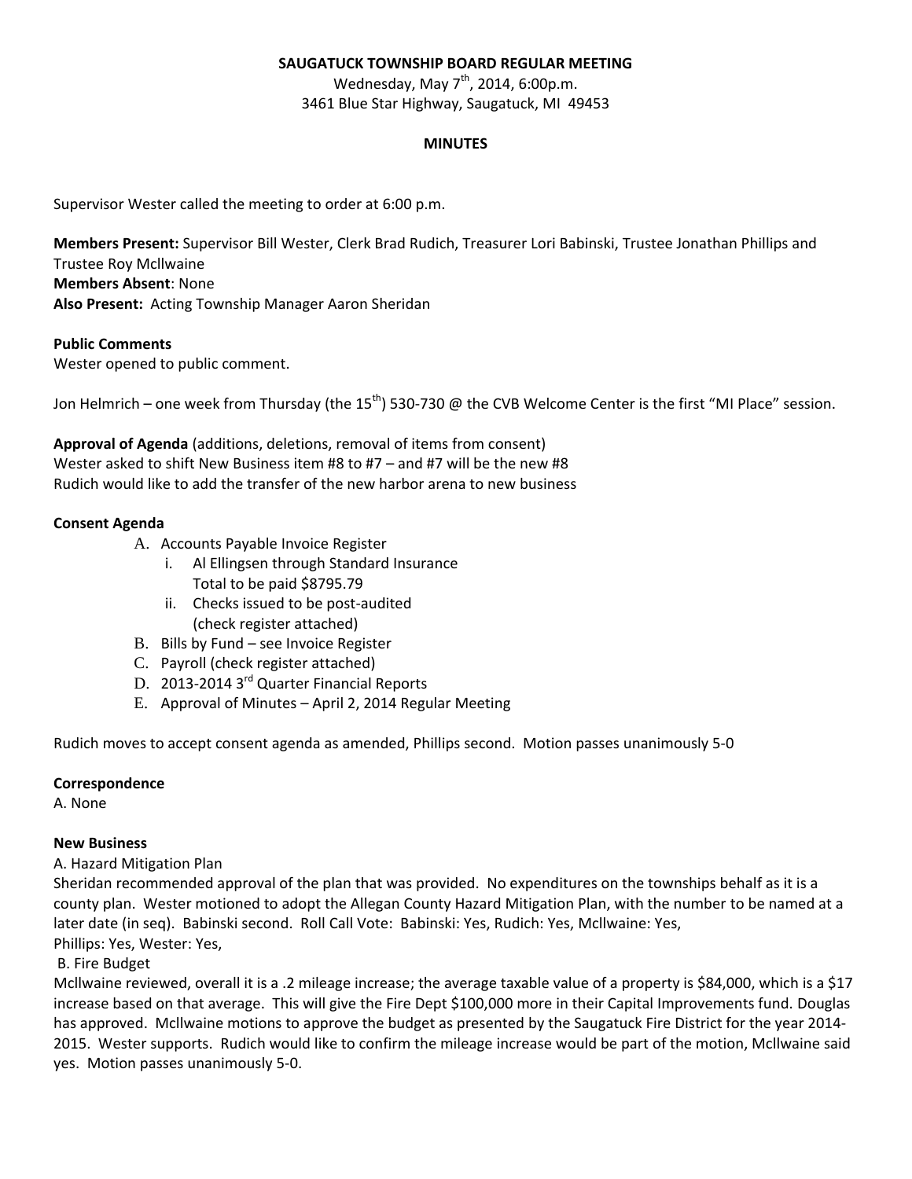**SAUGATUCK TOWNSHIP BOARD REGULAR MEETING**

Wednesday, May 7th, 2014, 6:00p.m.

3461 Blue Star Highway, Saugatuck, MI 49453

**MINUTES**

Supervisor Wester called the meeting to order at 6:00 p.m.

**Members Present:** Supervisor Bill Wester, Clerk Brad Rudich, Treasurer Lori Babinski, Trustee Jonathan Phillips and Trustee Roy Mcllwaine
**Members Absent**: None
**Also Present:** Acting Township Manager Aaron Sheridan

**Public Comments**
Wester opened to public comment.

Jon Helmrich – one week from Thursday (the 15th) 530-730 @ the CVB Welcome Center is the first "MI Place" session.

**Approval of Agenda** (additions, deletions, removal of items from consent)
Wester asked to shift New Business item #8 to #7 – and #7 will be the new #8
Rudich would like to add the transfer of the new harbor arena to new business

**Consent Agenda**

A. Accounts Payable Invoice Register
   i. Al Ellingsen through Standard Insurance
      Total to be paid $8795.79
   ii. Checks issued to be post-audited
      (check register attached)
B. Bills by Fund – see Invoice Register
C. Payroll (check register attached)
D. 2013-2014 3rd Quarter Financial Reports
E. Approval of Minutes – April 2, 2014 Regular Meeting

Rudich moves to accept consent agenda as amended, Phillips second. Motion passes unanimously 5-0

**Correspondence**
A. None

**New Business**
A. Hazard Mitigation Plan
Sheridan recommended approval of the plan that was provided. No expenditures on the townships behalf as it is a county plan. Wester motioned to adopt the Allegan County Hazard Mitigation Plan, with the number to be named at a later date (in seq). Babinski second. Roll Call Vote: Babinski: Yes, Rudich: Yes, Mcllwaine: Yes, Phillips: Yes, Wester: Yes,
B. Fire Budget
Mcllwaine reviewed, overall it is a .2 mileage increase; the average taxable value of a property is $84,000, which is a $17 increase based on that average. This will give the Fire Dept $100,000 more in their Capital Improvements fund. Douglas has approved. Mcllwaine motions to approve the budget as presented by the Saugatuck Fire District for the year 2014-2015. Wester supports. Rudich would like to confirm the mileage increase would be part of the motion, Mcllwaine said yes. Motion passes unanimously 5-0.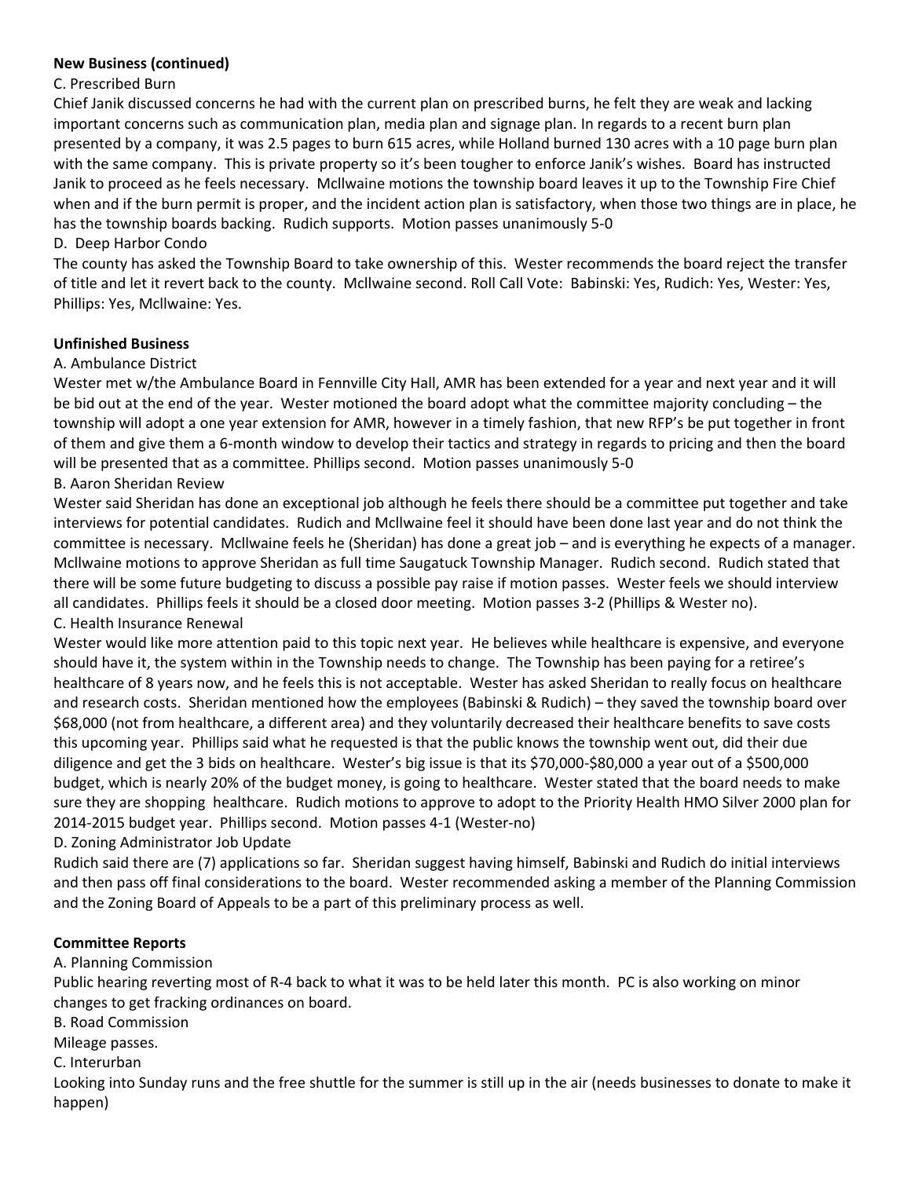**New Business (continued)**

C. Prescribed Burn

Chief Janik discussed concerns he had with the current plan on prescribed burns, he felt they are weak and lacking important concerns such as communication plan, media plan and signage plan. In regards to a recent burn plan presented by a company, it was 2.5 pages to burn 615 acres, while Holland burned 130 acres with a 10 page burn plan with the same company. This is private property so it's been tougher to enforce Janik's wishes. Board has instructed Janik to proceed as he feels necessary. Mcllwaine motions the township board leaves it up to the Township Fire Chief when and if the burn permit is proper, and the incident action plan is satisfactory, when those two things are in place, he has the township boards backing. Rudich supports. Motion passes unanimously 5-0

D. Deep Harbor Condo

The county has asked the Township Board to take ownership of this. Wester recommends the board reject the transfer of title and let it revert back to the county. Mcllwaine second. Roll Call Vote: Babinski: Yes, Rudich: Yes, Wester: Yes, Phillips: Yes, Mcllwaine: Yes.

**Unfinished Business**

A. Ambulance District

Wester met w/the Ambulance Board in Fennville City Hall, AMR has been extended for a year and next year and it will be bid out at the end of the year. Wester motioned the board adopt what the committee majority concluding – the township will adopt a one year extension for AMR, however in a timely fashion, that new RFP's be put together in front of them and give them a 6-month window to develop their tactics and strategy in regards to pricing and then the board will be presented that as a committee. Phillips second. Motion passes unanimously 5-0

B. Aaron Sheridan Review

Wester said Sheridan has done an exceptional job although he feels there should be a committee put together and take interviews for potential candidates. Rudich and Mcllwaine feel it should have been done last year and do not think the committee is necessary. Mcllwaine feels he (Sheridan) has done a great job – and is everything he expects of a manager. Mcllwaine motions to approve Sheridan as full time Saugatuck Township Manager. Rudich second. Rudich stated that there will be some future budgeting to discuss a possible pay raise if motion passes. Wester feels we should interview all candidates. Phillips feels it should be a closed door meeting. Motion passes 3-2 (Phillips & Wester no).

C. Health Insurance Renewal

Wester would like more attention paid to this topic next year. He believes while healthcare is expensive, and everyone should have it, the system within in the Township needs to change. The Township has been paying for a retiree's healthcare of 8 years now, and he feels this is not acceptable. Wester has asked Sheridan to really focus on healthcare and research costs. Sheridan mentioned how the employees (Babinski & Rudich) – they saved the township board over $68,000 (not from healthcare, a different area) and they voluntarily decreased their healthcare benefits to save costs this upcoming year. Phillips said what he requested is that the public knows the township went out, did their due diligence and get the 3 bids on healthcare. Wester's big issue is that its $70,000-$80,000 a year out of a $500,000 budget, which is nearly 20% of the budget money, is going to healthcare. Wester stated that the board needs to make sure they are shopping healthcare. Rudich motions to approve to adopt to the Priority Health HMO Silver 2000 plan for 2014-2015 budget year. Phillips second. Motion passes 4-1 (Wester-no)

D. Zoning Administrator Job Update

Rudich said there are (7) applications so far. Sheridan suggest having himself, Babinski and Rudich do initial interviews and then pass off final considerations to the board. Wester recommended asking a member of the Planning Commission and the Zoning Board of Appeals to be a part of this preliminary process as well.

**Committee Reports**

A. Planning Commission

Public hearing reverting most of R-4 back to what it was to be held later this month. PC is also working on minor changes to get fracking ordinances on board.

B. Road Commission

Mileage passes.

C. Interurban

Looking into Sunday runs and the free shuttle for the summer is still up in the air (needs businesses to donate to make it happen)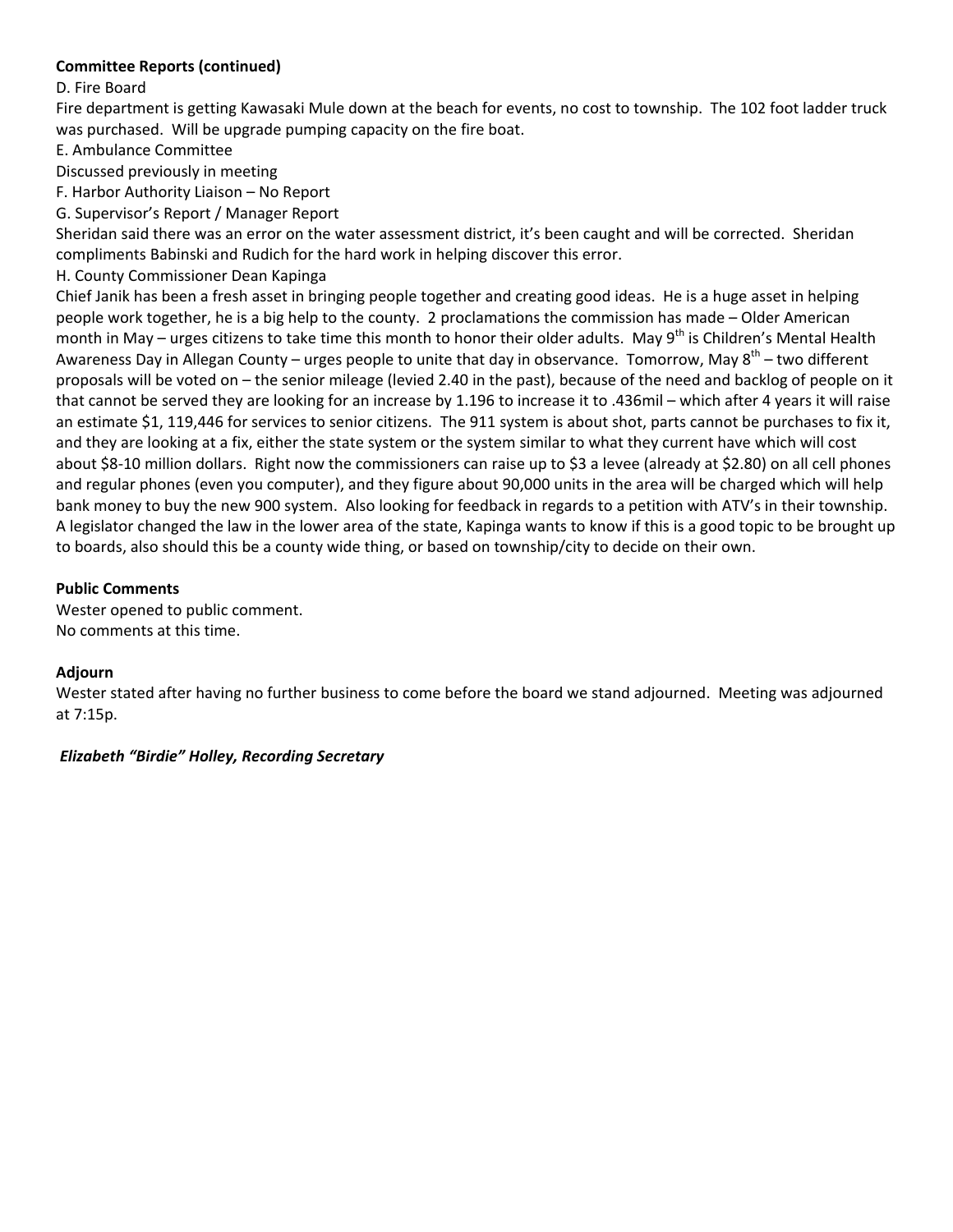**Committee Reports (continued)**

D. Fire Board

Fire department is getting Kawasaki Mule down at the beach for events, no cost to township. The 102 foot ladder truck was purchased. Will be upgrade pumping capacity on the fire boat.

E. Ambulance Committee

Discussed previously in meeting

F. Harbor Authority Liaison – No Report

G. Supervisor's Report / Manager Report

Sheridan said there was an error on the water assessment district, it's been caught and will be corrected. Sheridan compliments Babinski and Rudich for the hard work in helping discover this error.

H. County Commissioner Dean Kapinga

Chief Janik has been a fresh asset in bringing people together and creating good ideas. He is a huge asset in helping people work together, he is a big help to the county. 2 proclamations the commission has made – Older American month in May – urges citizens to take time this month to honor their older adults. May 9th is Children's Mental Health Awareness Day in Allegan County – urges people to unite that day in observance. Tomorrow, May 8th – two different proposals will be voted on – the senior mileage (levied 2.40 in the past), because of the need and backlog of people on it that cannot be served they are looking for an increase by 1.196 to increase it to .436mil – which after 4 years it will raise an estimate $1, 119,446 for services to senior citizens. The 911 system is about shot, parts cannot be purchases to fix it, and they are looking at a fix, either the state system or the system similar to what they current have which will cost about $8-10 million dollars. Right now the commissioners can raise up to $3 a levee (already at $2.80) on all cell phones and regular phones (even you computer), and they figure about 90,000 units in the area will be charged which will help bank money to buy the new 900 system. Also looking for feedback in regards to a petition with ATV's in their township. A legislator changed the law in the lower area of the state, Kapinga wants to know if this is a good topic to be brought up to boards, also should this be a county wide thing, or based on township/city to decide on their own.

**Public Comments**

Wester opened to public comment.
No comments at this time.

**Adjourn**

Wester stated after having no further business to come before the board we stand adjourned. Meeting was adjourned at 7:15p.

***Elizabeth "Birdie" Holley, Recording Secretary***